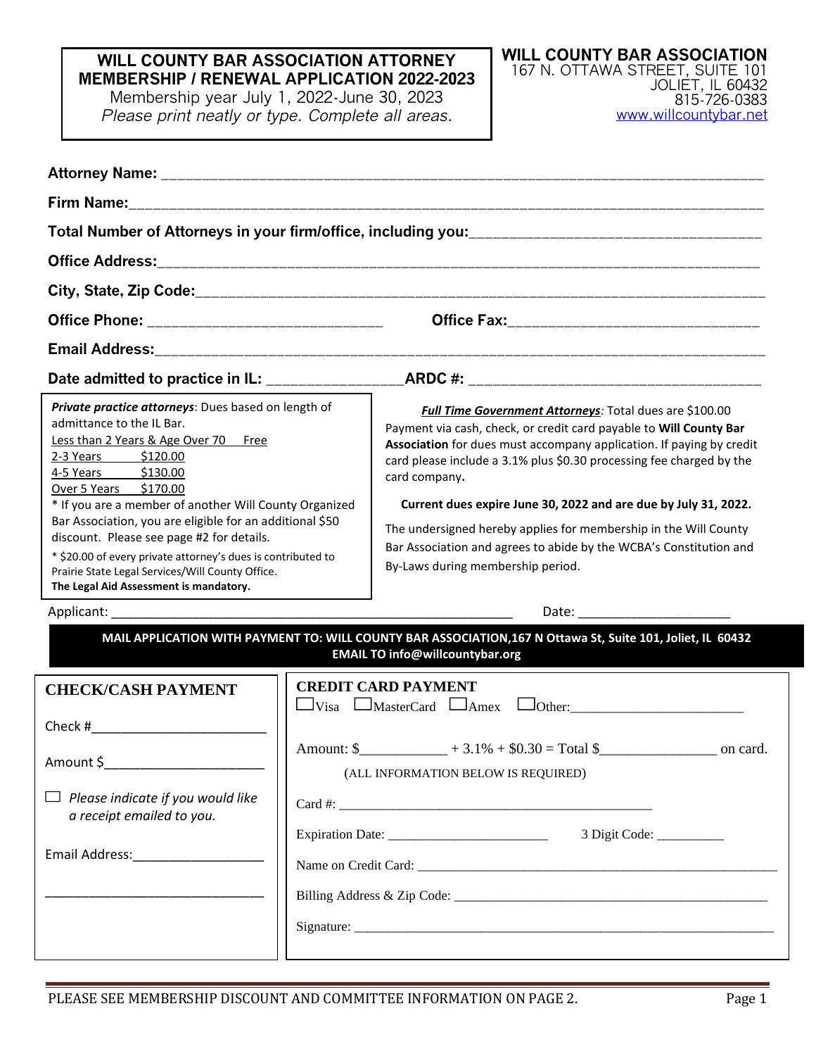# WILL COUNTY BAR ASSOCIATION ATTORNEY MEMBERSHIP / RENEWAL APPLICATION 2022-2023

Membership year July 1, 2022-June 30, 2023

*Please print neatly or type. Complete all areas.*

**WILL COUNTY BAR ASSOCIATION**
167 N. OTTAWA STREET, SUITE 101
JOLIET, IL 60432
815-726-0383
www.willcountybar.net

**Attorney Name:** ______________________________________________

**Firm Name:** ______________________________________________

**Total Number of Attorneys in your firm/office, including you:** ____________________

**Office Address:** ______________________________________________

**City, State, Zip Code:** ______________________________________________

**Office Phone:** ____________________ **Office Fax:** ____________________

**Email Address:** ______________________________________________

**Date admitted to practice in IL:** ______________ **ARDC #:** ____________________

***Private practice attorneys***: Dues based on length of admittance to the IL Bar.

| | |
|---|---|
| Less than 2 Years & Age Over 70 | Free |
| 2-3 Years | $120.00 |
| 4-5 Years | $130.00 |
| Over 5 Years | $170.00 |

\* If you are a member of another Will County Organized Bar Association, you are eligible for an additional $50 discount. Please see page #2 for details.

\* $20.00 of every private attorney's dues is contributed to Prairie State Legal Services/Will County Office.
**The Legal Aid Assessment is mandatory.**

***Full Time Government Attorneys***: Total dues are $100.00

Payment via cash, check, or credit card payable to **Will County Bar Association** for dues must accompany application. If paying by credit card please include a 3.1% plus $0.30 processing fee charged by the card company**.**

**Current dues expire June 30, 2022 and are due by July 31, 2022.**

The undersigned hereby applies for membership in the Will County Bar Association and agrees to abide by the WCBA's Constitution and By-Laws during membership period.

Applicant: ______________________________ Date: ____________________

**MAIL APPLICATION WITH PAYMENT TO: WILL COUNTY BAR ASSOCIATION,167 N Ottawa St, Suite 101, Joliet, IL 60432**
**EMAIL TO info@willcountybar.org**

## CHECK/CASH PAYMENT

Check #____________________

Amount $____________________

☐ *Please indicate if you would like a receipt emailed to you.*

Email Address:____________________

____________________

## CREDIT CARD PAYMENT

☐Visa ☐MasterCard ☐Amex ☐Other:____________________

Amount: $__________ + 3.1% + $0.30 = Total $______________ on card.

(ALL INFORMATION BELOW IS REQUIRED)

Card #: ______________________________

Expiration Date: ____________________ 3 Digit Code: __________

Name on Credit Card: ______________________________

Billing Address & Zip Code: ______________________________

Signature: ______________________________

PLEASE SEE MEMBERSHIP DISCOUNT AND COMMITTEE INFORMATION ON PAGE 2.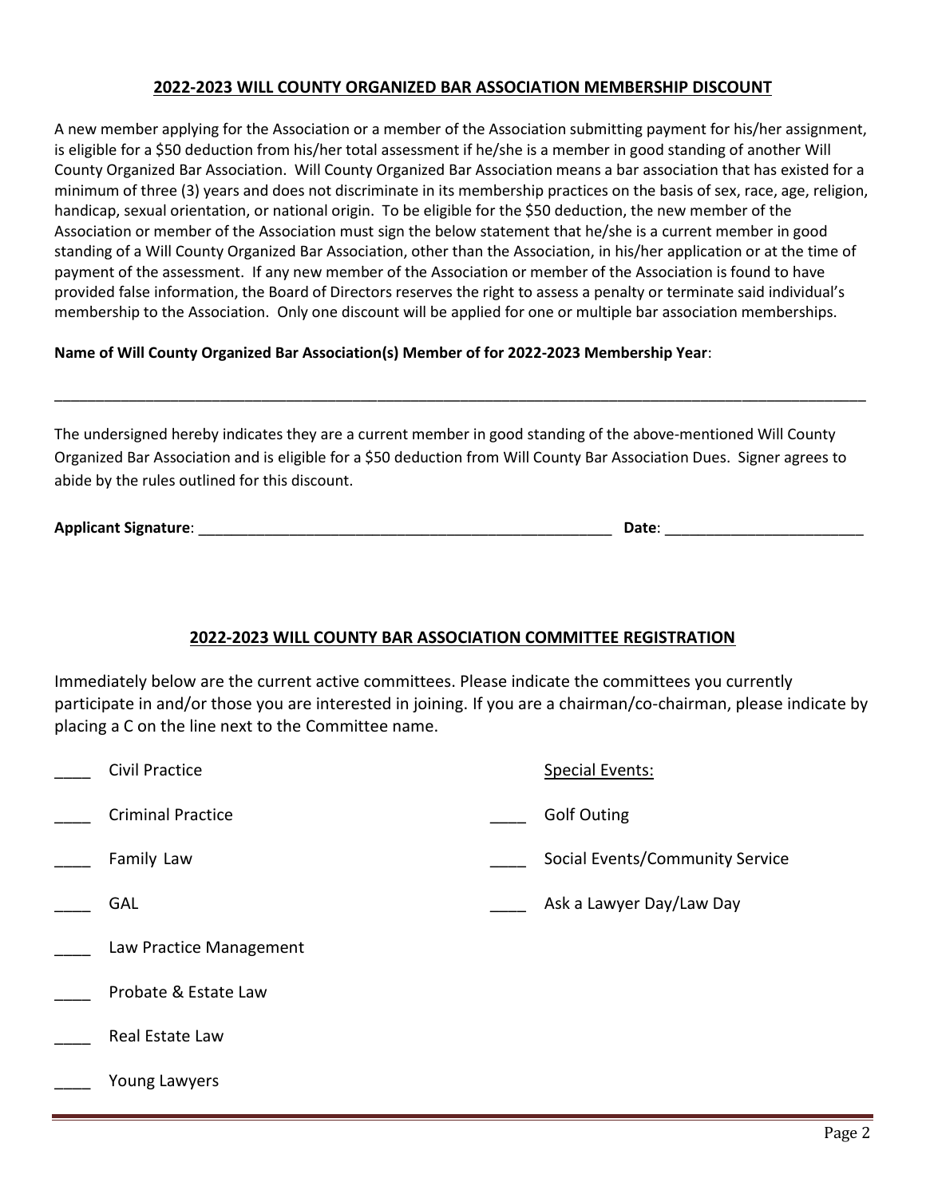## 2022-2023 WILL COUNTY ORGANIZED BAR ASSOCIATION MEMBERSHIP DISCOUNT

A new member applying for the Association or a member of the Association submitting payment for his/her assignment, is eligible for a $50 deduction from his/her total assessment if he/she is a member in good standing of another Will County Organized Bar Association. Will County Organized Bar Association means a bar association that has existed for a minimum of three (3) years and does not discriminate in its membership practices on the basis of sex, race, age, religion, handicap, sexual orientation, or national origin. To be eligible for the $50 deduction, the new member of the Association or member of the Association must sign the below statement that he/she is a current member in good standing of a Will County Organized Bar Association, other than the Association, in his/her application or at the time of payment of the assessment. If any new member of the Association or member of the Association is found to have provided false information, the Board of Directors reserves the right to assess a penalty or terminate said individual's membership to the Association. Only one discount will be applied for one or multiple bar association memberships.

**Name of Will County Organized Bar Association(s) Member of for 2022-2023 Membership Year**:

______________________________________________________________________________________________

The undersigned hereby indicates they are a current member in good standing of the above-mentioned Will County Organized Bar Association and is eligible for a $50 deduction from Will County Bar Association Dues. Signer agrees to abide by the rules outlined for this discount.

**Applicant Signature**: ____________________________________________________ **Date**: ________________________

## 2022-2023 WILL COUNTY BAR ASSOCIATION COMMITTEE REGISTRATION

Immediately below are the current active committees. Please indicate the committees you currently participate in and/or those you are interested in joining. If you are a chairman/co-chairman, please indicate by placing a C on the line next to the Committee name.

____ Civil Practice

____ Criminal Practice

____ Family Law

____ GAL

____ Law Practice Management

____ Probate & Estate Law

____ Real Estate Law

____ Young Lawyers

Special Events:

____ Golf Outing

____ Social Events/Community Service

____ Ask a Lawyer Day/Law Day